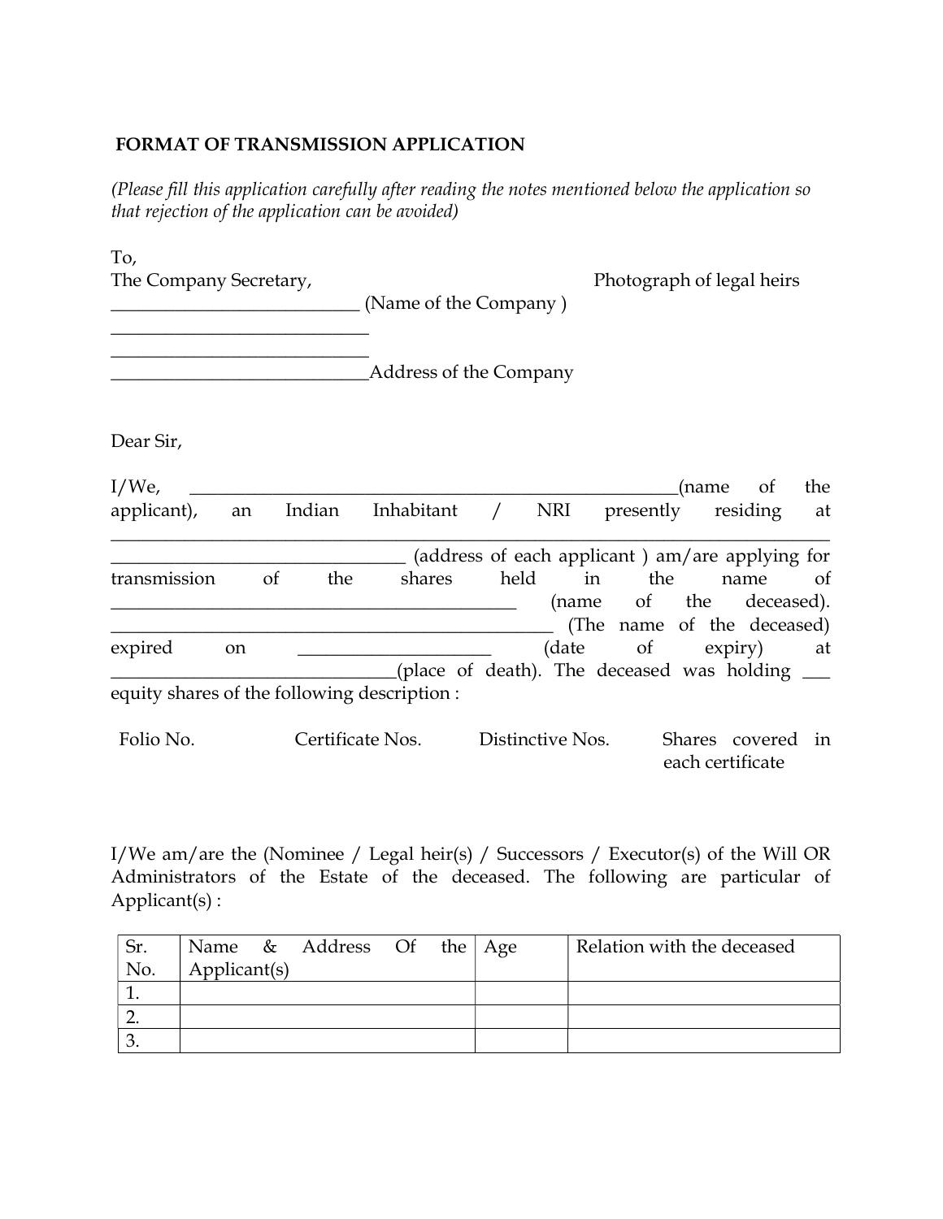**FORMAT OF TRANSMISSION APPLICATION**

*(Please fill this application carefully after reading the notes mentioned below the application so that rejection of the application can be avoided)*

To,
The Company Secretary,                                        Photograph of legal heirs
___________________________ (Name of the Company )
___________________________
___________________________
___________________________Address of the Company

Dear Sir,

I/We, ______________________________________________________(name of the applicant), an Indian Inhabitant / NRI presently residing at ___________________________________________________________________________
________________________________ (address of each applicant ) am/are applying for transmission of the shares held in the name of __________________________________________ (name of the deceased). ________________________________________________ (The name of the deceased) expired on _____________________ (date of expiry) at ________________________________(place of death). The deceased was holding ___ equity shares of the following description :

| Folio No. | Certificate Nos. | Distinctive Nos. | Shares covered in each certificate |
|---|---|---|---|

I/We am/are the (Nominee / Legal heir(s) / Successors / Executor(s) of the Will OR Administrators of the Estate of the deceased. The following are particular of Applicant(s) :

| Sr. No. | Name & Address Of the Applicant(s) | Age | Relation with the deceased |
|---|---|---|---|
| 1. | | | |
| 2. | | | |
| 3. | | | |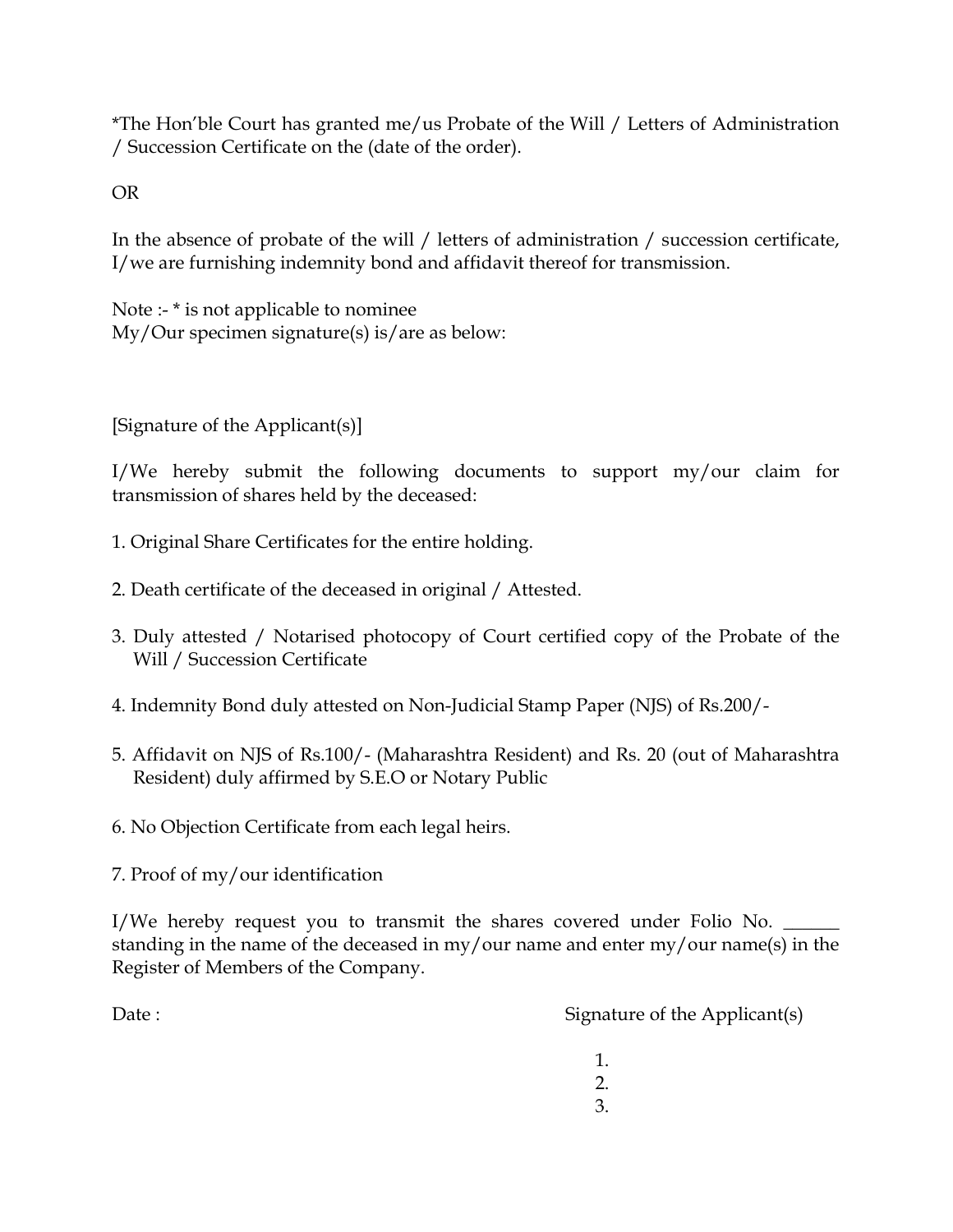*The Hon'ble Court has granted me/us Probate of the Will / Letters of Administration / Succession Certificate on the (date of the order).

OR

In the absence of probate of the will / letters of administration / succession certificate, I/we are furnishing indemnity bond and affidavit thereof for transmission.

Note :- * is not applicable to nominee
My/Our specimen signature(s) is/are as below:

[Signature of the Applicant(s)]

I/We hereby submit the following documents to support my/our claim for transmission of shares held by the deceased:

1. Original Share Certificates for the entire holding.

2. Death certificate of the deceased in original / Attested.

3. Duly attested / Notarised photocopy of Court certified copy of the Probate of the Will / Succession Certificate

4. Indemnity Bond duly attested on Non-Judicial Stamp Paper (NJS) of Rs.200/-

5. Affidavit on NJS of Rs.100/- (Maharashtra Resident) and Rs. 20 (out of Maharashtra Resident) duly affirmed by S.E.O or Notary Public

6. No Objection Certificate from each legal heirs.

7. Proof of my/our identification

I/We hereby request you to transmit the shares covered under Folio No. ______ standing in the name of the deceased in my/our name and enter my/our name(s) in the Register of Members of the Company.

Date :

Signature of the Applicant(s)

1.
2.
3.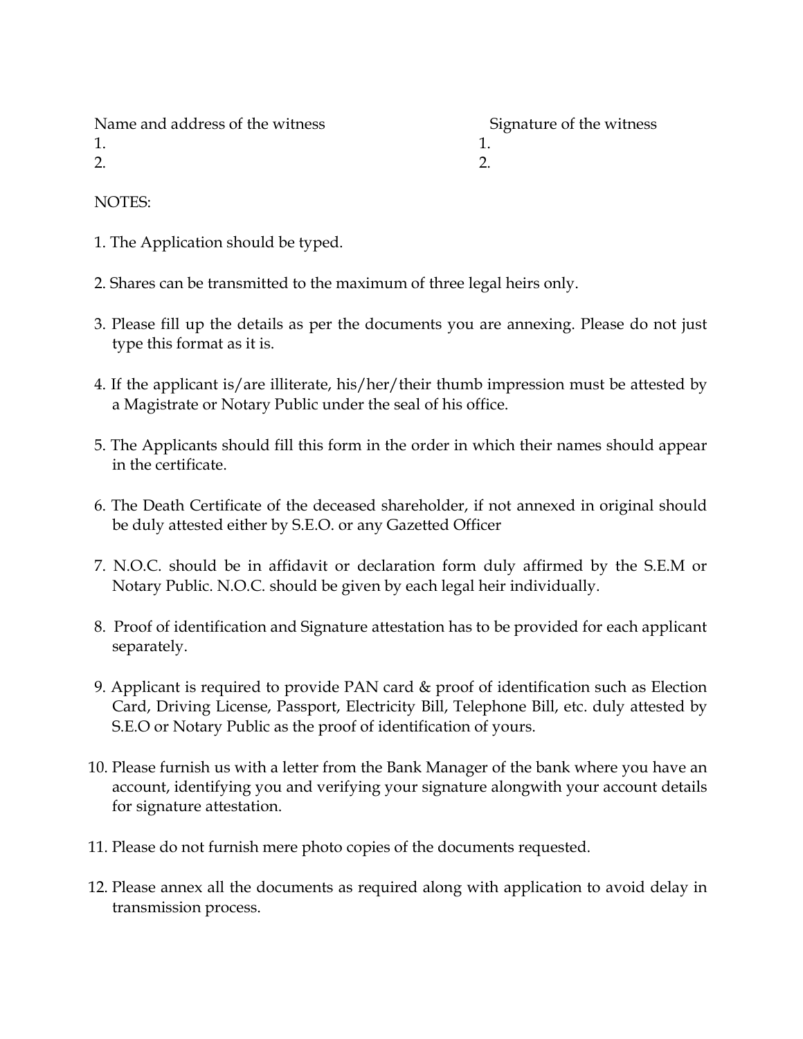| Name and address of the witness | Signature of the witness |
| --- | --- |
| 1. | 1. |
| 2. | 2. |

NOTES:

1. The Application should be typed.

2. Shares can be transmitted to the maximum of three legal heirs only.

3. Please fill up the details as per the documents you are annexing. Please do not just type this format as it is.

4. If the applicant is/are illiterate, his/her/their thumb impression must be attested by a Magistrate or Notary Public under the seal of his office.

5. The Applicants should fill this form in the order in which their names should appear in the certificate.

6. The Death Certificate of the deceased shareholder, if not annexed in original should be duly attested either by S.E.O. or any Gazetted Officer

7. N.O.C. should be in affidavit or declaration form duly affirmed by the S.E.M or Notary Public. N.O.C. should be given by each legal heir individually.

8. Proof of identification and Signature attestation has to be provided for each applicant separately.

9. Applicant is required to provide PAN card & proof of identification such as Election Card, Driving License, Passport, Electricity Bill, Telephone Bill, etc. duly attested by S.E.O or Notary Public as the proof of identification of yours.

10. Please furnish us with a letter from the Bank Manager of the bank where you have an account, identifying you and verifying your signature alongwith your account details for signature attestation.

11. Please do not furnish mere photo copies of the documents requested.

12. Please annex all the documents as required along with application to avoid delay in transmission process.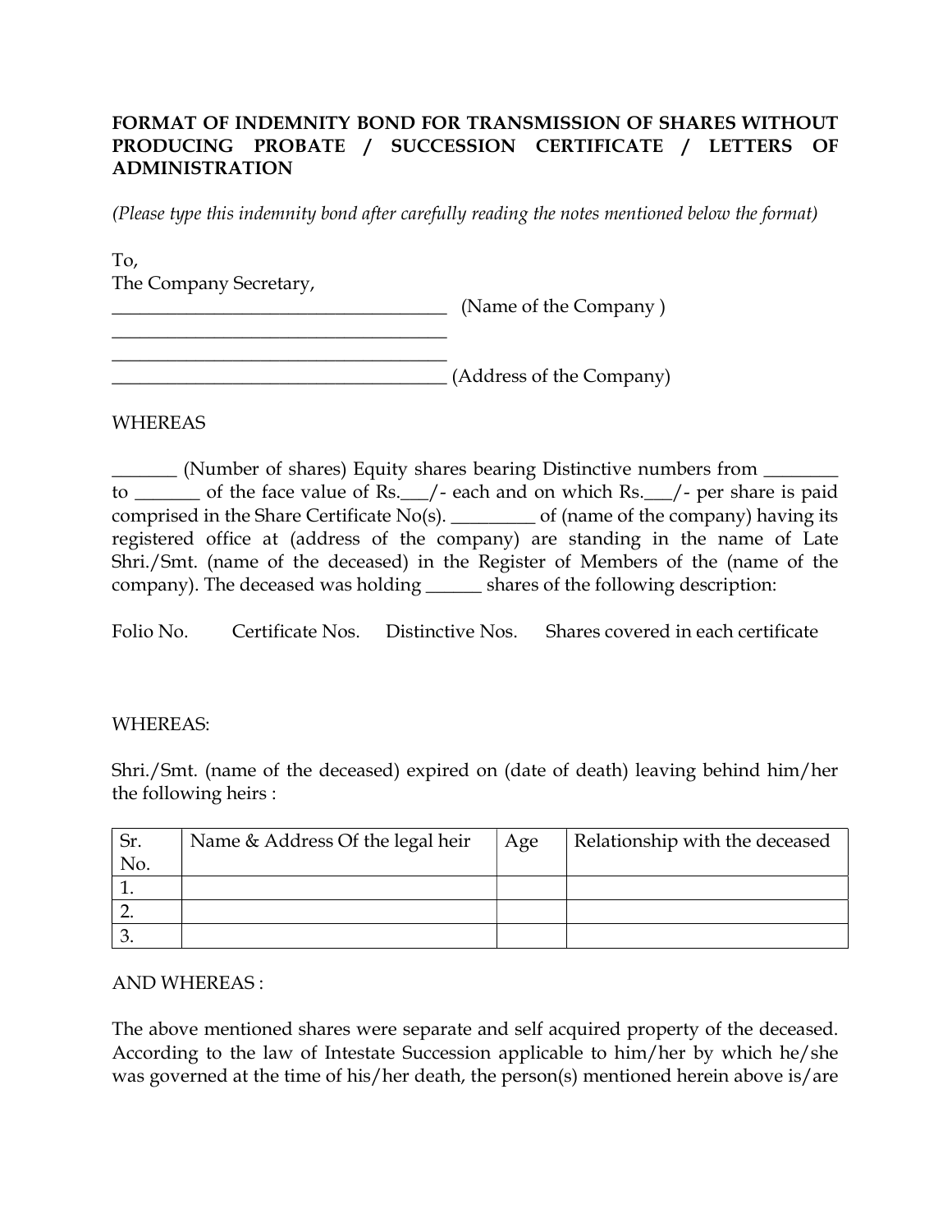**FORMAT OF INDEMNITY BOND FOR TRANSMISSION OF SHARES WITHOUT PRODUCING PROBATE / SUCCESSION CERTIFICATE / LETTERS OF ADMINISTRATION**

*(Please type this indemnity bond after carefully reading the notes mentioned below the format)*

To,
The Company Secretary,
____________________________________ (Name of the Company )
____________________________________
____________________________________
____________________________________ (Address of the Company)

WHEREAS

_______ (Number of shares) Equity shares bearing Distinctive numbers from ________ to _______ of the face value of Rs.___/- each and on which Rs.___/- per share is paid comprised in the Share Certificate No(s). _________ of (name of the company) having its registered office at (address of the company) are standing in the name of Late Shri./Smt. (name of the deceased) in the Register of Members of the (name of the company). The deceased was holding ______ shares of the following description:

Folio No. Certificate Nos. Distinctive Nos. Shares covered in each certificate

WHEREAS:

Shri./Smt. (name of the deceased) expired on (date of death) leaving behind him/her the following heirs :

| Sr. No. | Name & Address Of the legal heir | Age | Relationship with the deceased |
|---|---|---|---|
| 1. | | | |
| 2. | | | |
| 3. | | | |

AND WHEREAS :

The above mentioned shares were separate and self acquired property of the deceased. According to the law of Intestate Succession applicable to him/her by which he/she was governed at the time of his/her death, the person(s) mentioned herein above is/are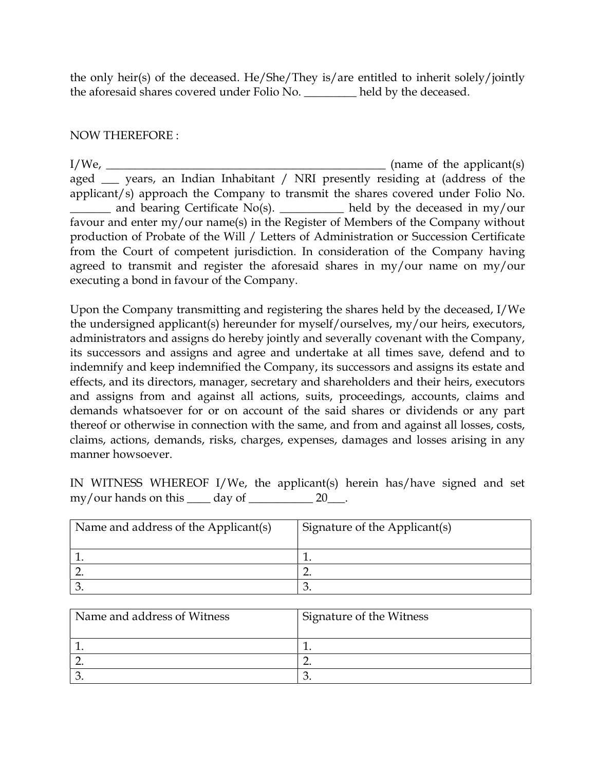the only heir(s) of the deceased. He/She/They is/are entitled to inherit solely/jointly the aforesaid shares covered under Folio No. _________ held by the deceased.

NOW THEREFORE :

I/We, _________________________________________________ (name of the applicant(s) aged ___ years, an Indian Inhabitant / NRI presently residing at (address of the applicant/s) approach the Company to transmit the shares covered under Folio No. _______ and bearing Certificate No(s). ___________ held by the deceased in my/our favour and enter my/our name(s) in the Register of Members of the Company without production of Probate of the Will / Letters of Administration or Succession Certificate from the Court of competent jurisdiction. In consideration of the Company having agreed to transmit and register the aforesaid shares in my/our name on my/our executing a bond in favour of the Company.

Upon the Company transmitting and registering the shares held by the deceased, I/We the undersigned applicant(s) hereunder for myself/ourselves, my/our heirs, executors, administrators and assigns do hereby jointly and severally covenant with the Company, its successors and assigns and agree and undertake at all times save, defend and to indemnify and keep indemnified the Company, its successors and assigns its estate and effects, and its directors, manager, secretary and shareholders and their heirs, executors and assigns from and against all actions, suits, proceedings, accounts, claims and demands whatsoever for or on account of the said shares or dividends or any part thereof or otherwise in connection with the same, and from and against all losses, costs, claims, actions, demands, risks, charges, expenses, damages and losses arising in any manner howsoever.

IN WITNESS WHEREOF I/We, the applicant(s) herein has/have signed and set my/our hands on this ____ day of ___________ 20___.

| Name and address of the Applicant(s) | Signature of the Applicant(s) |
|---|---|
| 1. | 1. |
| 2. | 2. |
| 3. | 3. |

| Name and address of Witness | Signature of the Witness |
|---|---|
| 1. | 1. |
| 2. | 2. |
| 3. | 3. |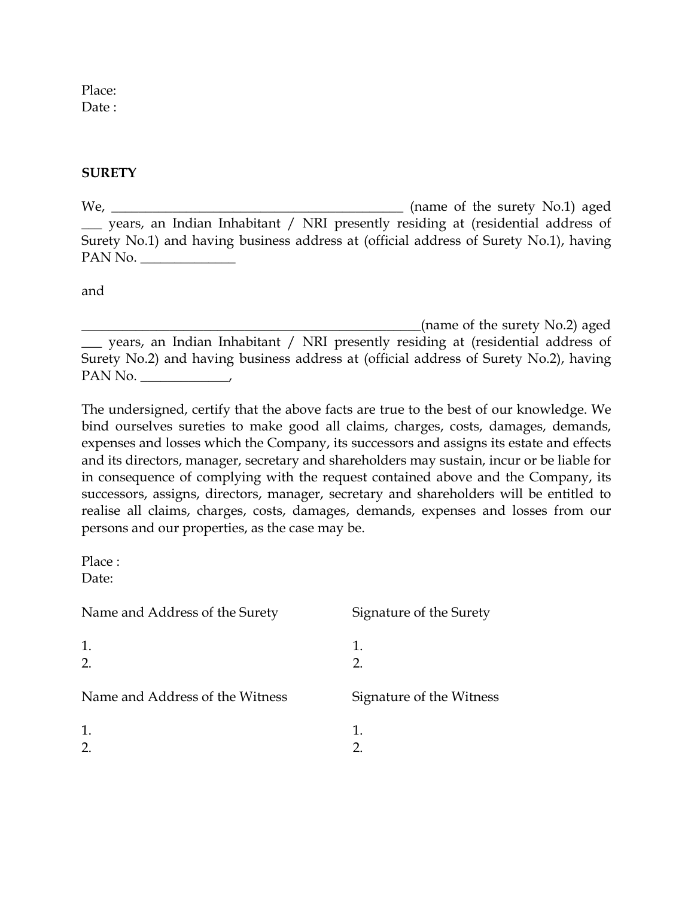Place:
Date :

**SURETY**

We, _____________________________________________ (name of the surety No.1) aged ___ years, an Indian Inhabitant / NRI presently residing at (residential address of Surety No.1) and having business address at (official address of Surety No.1), having PAN No. ______________

and

____________________________________________________(name of the surety No.2) aged ___ years, an Indian Inhabitant / NRI presently residing at (residential address of Surety No.2) and having business address at (official address of Surety No.2), having PAN No. _____________,

The undersigned, certify that the above facts are true to the best of our knowledge. We bind ourselves sureties to make good all claims, charges, costs, damages, demands, expenses and losses which the Company, its successors and assigns its estate and effects and its directors, manager, secretary and shareholders may sustain, incur or be liable for in consequence of complying with the request contained above and the Company, its successors, assigns, directors, manager, secretary and shareholders will be entitled to realise all claims, charges, costs, damages, demands, expenses and losses from our persons and our properties, as the case may be.

Place :
Date:

| Name and Address of the Surety | Signature of the Surety |
|---|---|
| 1. | 1. |
| 2. | 2. |

| Name and Address of the Witness | Signature of the Witness |
|---|---|
| 1. | 1. |
| 2. | 2. |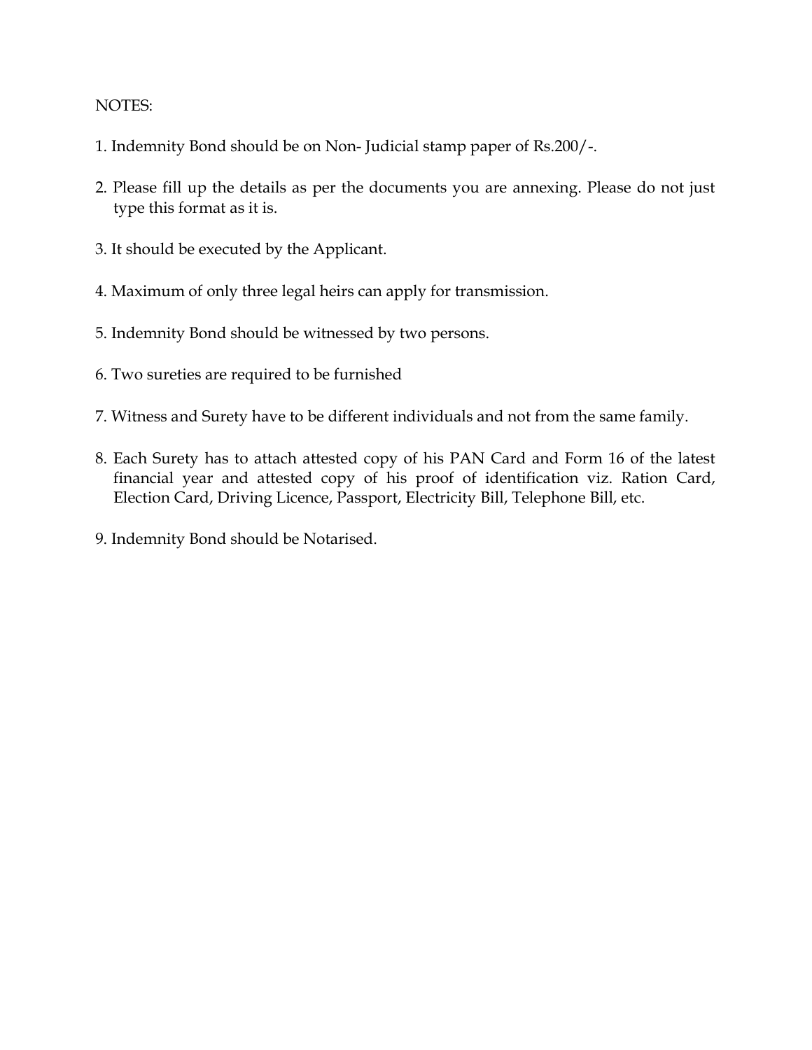NOTES:

1. Indemnity Bond should be on Non- Judicial stamp paper of Rs.200/-.
2. Please fill up the details as per the documents you are annexing. Please do not just type this format as it is.
3. It should be executed by the Applicant.
4. Maximum of only three legal heirs can apply for transmission.
5. Indemnity Bond should be witnessed by two persons.
6. Two sureties are required to be furnished
7. Witness and Surety have to be different individuals and not from the same family.
8. Each Surety has to attach attested copy of his PAN Card and Form 16 of the latest financial year and attested copy of his proof of identification viz. Ration Card, Election Card, Driving Licence, Passport, Electricity Bill, Telephone Bill, etc.
9. Indemnity Bond should be Notarised.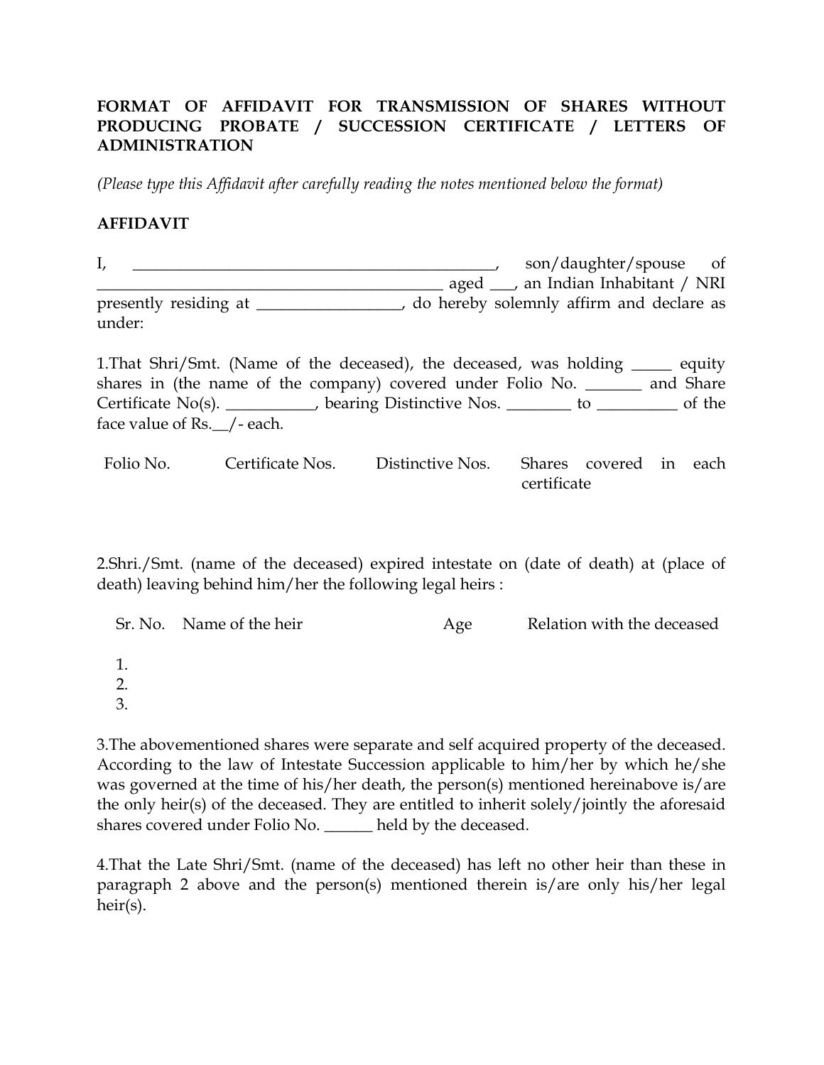**FORMAT OF AFFIDAVIT FOR TRANSMISSION OF SHARES WITHOUT PRODUCING PROBATE / SUCCESSION CERTIFICATE / LETTERS OF ADMINISTRATION**

*(Please type this Affidavit after carefully reading the notes mentioned below the format)*

**AFFIDAVIT**

I, _____________________________________________, son/daughter/spouse of ___________________________________________ aged ___, an Indian Inhabitant / NRI presently residing at _________________, do hereby solemnly affirm and declare as under:

1.That Shri/Smt. (Name of the deceased), the deceased, was holding _____ equity shares in (the name of the company) covered under Folio No. _______ and Share Certificate No(s). ___________, bearing Distinctive Nos. ________ to __________ of the face value of Rs.__/- each.

| Folio No. | Certificate Nos. | Distinctive Nos. | Shares covered in each certificate |
|---|---|---|---|
| | | | |

2.Shri./Smt. (name of the deceased) expired intestate on (date of death) at (place of death) leaving behind him/her the following legal heirs :

| Sr. No. | Name of the heir | Age | Relation with the deceased |
|---|---|---|---|
| 1. | | | |
| 2. | | | |
| 3. | | | |

3.The abovementioned shares were separate and self acquired property of the deceased. According to the law of Intestate Succession applicable to him/her by which he/she was governed at the time of his/her death, the person(s) mentioned hereinabove is/are the only heir(s) of the deceased. They are entitled to inherit solely/jointly the aforesaid shares covered under Folio No. ______ held by the deceased.

4.That the Late Shri/Smt. (name of the deceased) has left no other heir than these in paragraph 2 above and the person(s) mentioned therein is/are only his/her legal heir(s).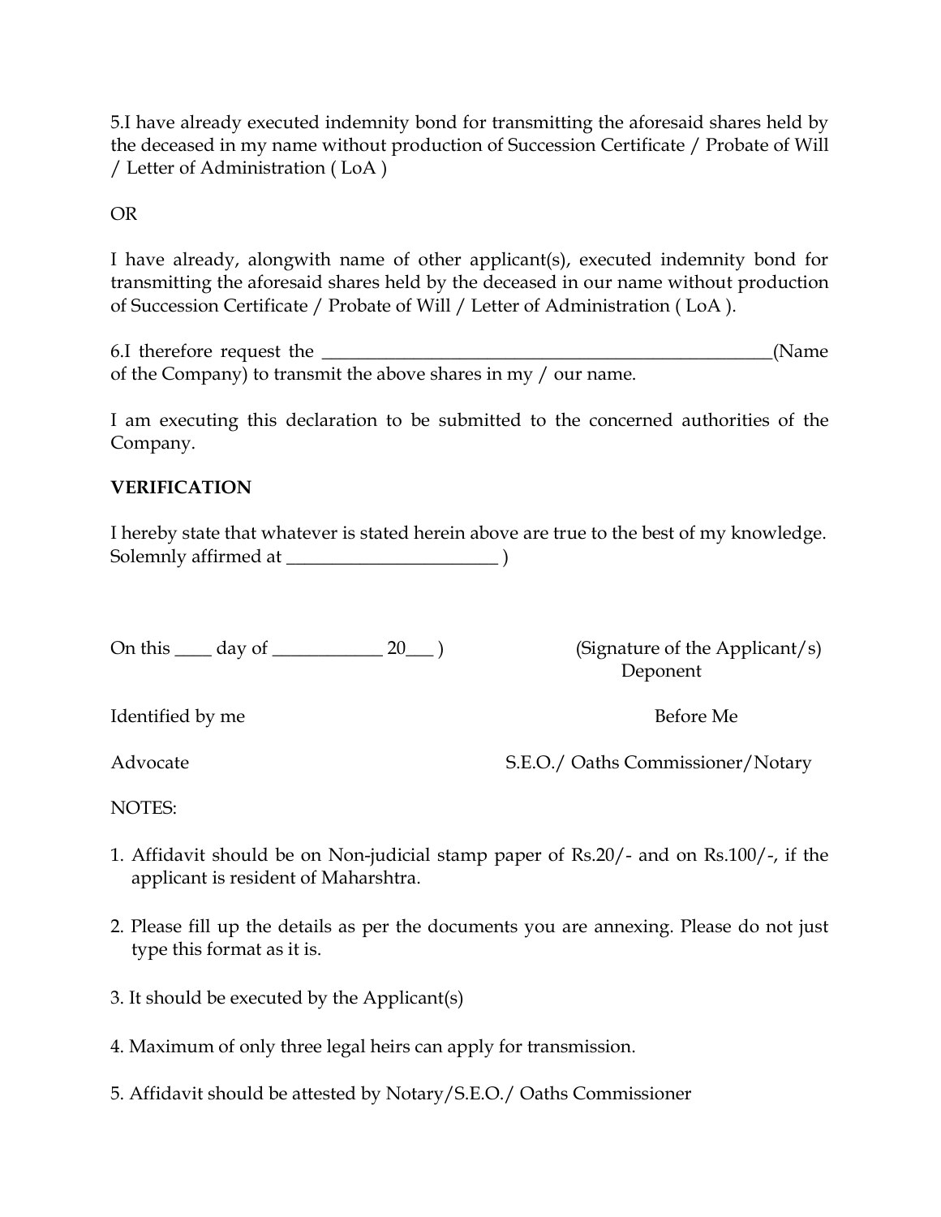5.I have already executed indemnity bond for transmitting the aforesaid shares held by the deceased in my name without production of Succession Certificate / Probate of Will / Letter of Administration ( LoA )

OR

I have already, alongwith name of other applicant(s), executed indemnity bond for transmitting the aforesaid shares held by the deceased in our name without production of Succession Certificate / Probate of Will / Letter of Administration ( LoA ).

6.I therefore request the ___________________________________________________(Name of the Company) to transmit the above shares in my / our name.

I am executing this declaration to be submitted to the concerned authorities of the Company.

**VERIFICATION**

I hereby state that whatever is stated herein above are true to the best of my knowledge.
Solemnly affirmed at _______________________ )

On this ____ day of ____________ 20___ )

(Signature of the Applicant/s)
Deponent

Identified by me

Before Me

Advocate

S.E.O./ Oaths Commissioner/Notary

NOTES:

1. Affidavit should be on Non-judicial stamp paper of Rs.20/- and on Rs.100/-, if the applicant is resident of Maharshtra.
2. Please fill up the details as per the documents you are annexing. Please do not just type this format as it is.
3. It should be executed by the Applicant(s)
4. Maximum of only three legal heirs can apply for transmission.
5. Affidavit should be attested by Notary/S.E.O./ Oaths Commissioner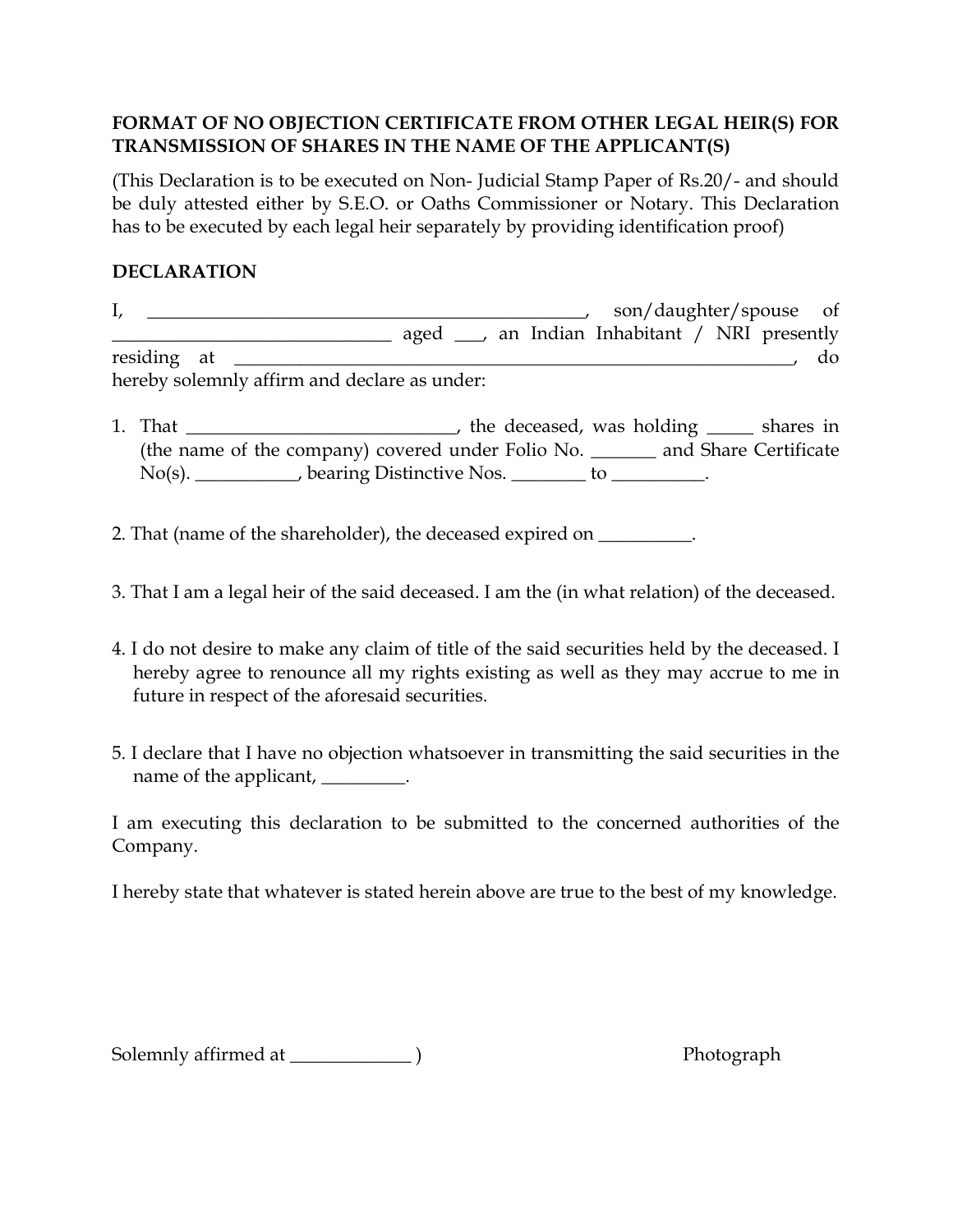**FORMAT OF NO OBJECTION CERTIFICATE FROM OTHER LEGAL HEIR(S) FOR TRANSMISSION OF SHARES IN THE NAME OF THE APPLICANT(S)**

(This Declaration is to be executed on Non- Judicial Stamp Paper of Rs.20/- and should be duly attested either by S.E.O. or Oaths Commissioner or Notary. This Declaration has to be executed by each legal heir separately by providing identification proof)

**DECLARATION**

I, ______________________________________________, son/daughter/spouse of ______________________________ aged ___, an Indian Inhabitant / NRI presently residing at ____________________________________________________________, do hereby solemnly affirm and declare as under:

1. That ____________________________, the deceased, was holding _____ shares in (the name of the company) covered under Folio No. _______ and Share Certificate No(s). ___________, bearing Distinctive Nos. ________ to __________.

2. That (name of the shareholder), the deceased expired on __________.

3. That I am a legal heir of the said deceased. I am the (in what relation) of the deceased.

4. I do not desire to make any claim of title of the said securities held by the deceased. I hereby agree to renounce all my rights existing as well as they may accrue to me in future in respect of the aforesaid securities.

5. I declare that I have no objection whatsoever in transmitting the said securities in the name of the applicant, _________.

I am executing this declaration to be submitted to the concerned authorities of the Company.

I hereby state that whatever is stated herein above are true to the best of my knowledge.

Solemnly affirmed at _____________ )

Photograph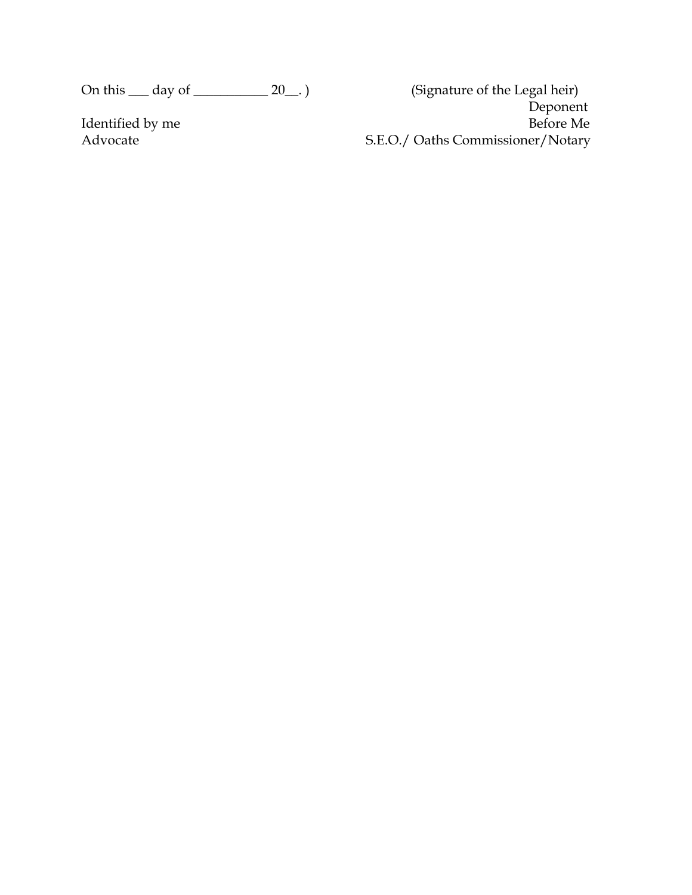On this ___ day of ___________ 20__. )

(Signature of the Legal heir)
Deponent

Identified by me
Advocate

Before Me
S.E.O./ Oaths Commissioner/Notary